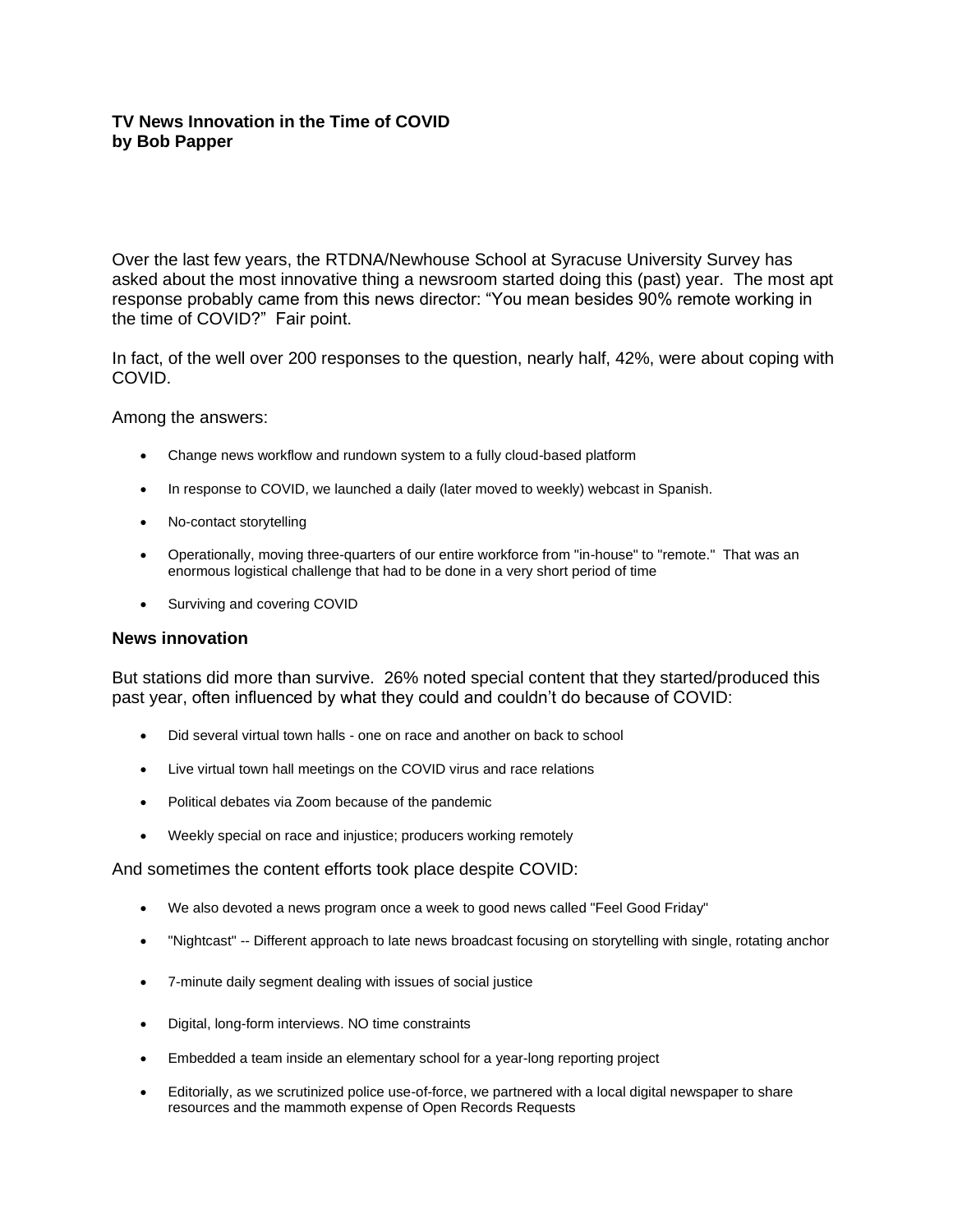**TV News Innovation in the Time of COVID**
**by Bob Papper**

Over the last few years, the RTDNA/Newhouse School at Syracuse University Survey has asked about the most innovative thing a newsroom started doing this (past) year. The most apt response probably came from this news director: "You mean besides 90% remote working in the time of COVID?" Fair point.

In fact, of the well over 200 responses to the question, nearly half, 42%, were about coping with COVID.

Among the answers:

- Change news workflow and rundown system to a fully cloud-based platform
- In response to COVID, we launched a daily (later moved to weekly) webcast in Spanish.
- No-contact storytelling
- Operationally, moving three-quarters of our entire workforce from "in-house" to "remote." That was an enormous logistical challenge that had to be done in a very short period of time
- Surviving and covering COVID

### News innovation

But stations did more than survive. 26% noted special content that they started/produced this past year, often influenced by what they could and couldn't do because of COVID:

- Did several virtual town halls - one on race and another on back to school
- Live virtual town hall meetings on the COVID virus and race relations
- Political debates via Zoom because of the pandemic
- Weekly special on race and injustice; producers working remotely

And sometimes the content efforts took place despite COVID:

- We also devoted a news program once a week to good news called "Feel Good Friday"
- "Nightcast" -- Different approach to late news broadcast focusing on storytelling with single, rotating anchor
- 7-minute daily segment dealing with issues of social justice
- Digital, long-form interviews. NO time constraints
- Embedded a team inside an elementary school for a year-long reporting project
- Editorially, as we scrutinized police use-of-force, we partnered with a local digital newspaper to share resources and the mammoth expense of Open Records Requests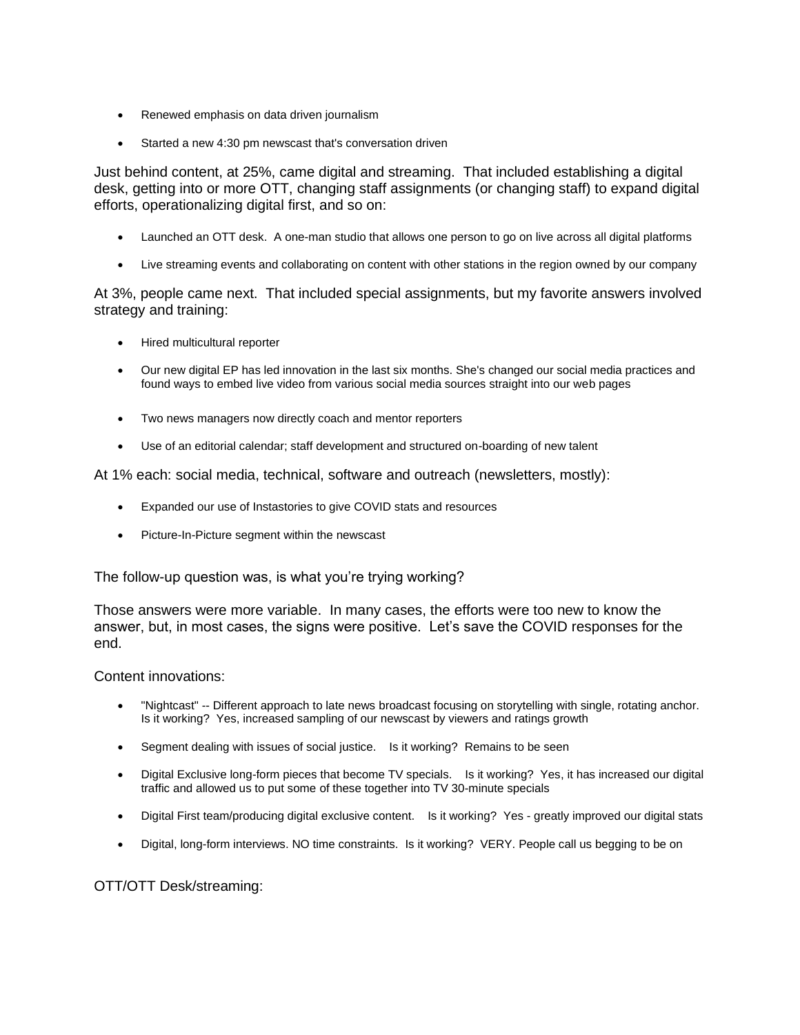- Renewed emphasis on data driven journalism
- Started a new 4:30 pm newscast that's conversation driven

Just behind content, at 25%, came digital and streaming. That included establishing a digital desk, getting into or more OTT, changing staff assignments (or changing staff) to expand digital efforts, operationalizing digital first, and so on:

- Launched an OTT desk. A one-man studio that allows one person to go on live across all digital platforms
- Live streaming events and collaborating on content with other stations in the region owned by our company

At 3%, people came next. That included special assignments, but my favorite answers involved strategy and training:

- Hired multicultural reporter
- Our new digital EP has led innovation in the last six months. She's changed our social media practices and found ways to embed live video from various social media sources straight into our web pages
- Two news managers now directly coach and mentor reporters
- Use of an editorial calendar; staff development and structured on-boarding of new talent

At 1% each: social media, technical, software and outreach (newsletters, mostly):

- Expanded our use of Instastories to give COVID stats and resources
- Picture-In-Picture segment within the newscast

The follow-up question was, is what you're trying working?

Those answers were more variable. In many cases, the efforts were too new to know the answer, but, in most cases, the signs were positive. Let's save the COVID responses for the end.

Content innovations:

- "Nightcast" -- Different approach to late news broadcast focusing on storytelling with single, rotating anchor. Is it working? Yes, increased sampling of our newscast by viewers and ratings growth
- Segment dealing with issues of social justice. Is it working? Remains to be seen
- Digital Exclusive long-form pieces that become TV specials. Is it working? Yes, it has increased our digital traffic and allowed us to put some of these together into TV 30-minute specials
- Digital First team/producing digital exclusive content. Is it working? Yes - greatly improved our digital stats
- Digital, long-form interviews. NO time constraints. Is it working? VERY. People call us begging to be on

OTT/OTT Desk/streaming: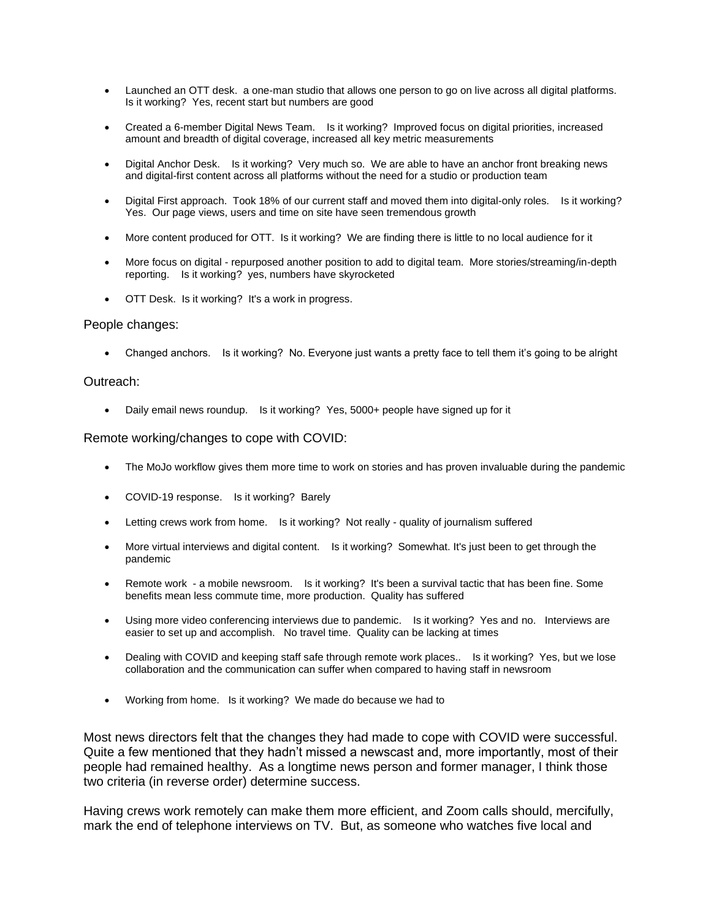- Launched an OTT desk. a one-man studio that allows one person to go on live across all digital platforms. Is it working? Yes, recent start but numbers are good

- Created a 6-member Digital News Team. Is it working? Improved focus on digital priorities, increased amount and breadth of digital coverage, increased all key metric measurements

- Digital Anchor Desk. Is it working? Very much so. We are able to have an anchor front breaking news and digital-first content across all platforms without the need for a studio or production team

- Digital First approach. Took 18% of our current staff and moved them into digital-only roles. Is it working? Yes. Our page views, users and time on site have seen tremendous growth

- More content produced for OTT. Is it working? We are finding there is little to no local audience for it

- More focus on digital - repurposed another position to add to digital team. More stories/streaming/in-depth reporting. Is it working? yes, numbers have skyrocketed

- OTT Desk. Is it working? It's a work in progress.

People changes:

- Changed anchors. Is it working? No. Everyone just wants a pretty face to tell them it's going to be alright

Outreach:

- Daily email news roundup. Is it working? Yes, 5000+ people have signed up for it

Remote working/changes to cope with COVID:

- The MoJo workflow gives them more time to work on stories and has proven invaluable during the pandemic

- COVID-19 response. Is it working? Barely

- Letting crews work from home. Is it working? Not really - quality of journalism suffered

- More virtual interviews and digital content. Is it working? Somewhat. It's just been to get through the pandemic

- Remote work - a mobile newsroom. Is it working? It's been a survival tactic that has been fine. Some benefits mean less commute time, more production. Quality has suffered

- Using more video conferencing interviews due to pandemic. Is it working? Yes and no. Interviews are easier to set up and accomplish. No travel time. Quality can be lacking at times

- Dealing with COVID and keeping staff safe through remote work places.. Is it working? Yes, but we lose collaboration and the communication can suffer when compared to having staff in newsroom

- Working from home. Is it working? We made do because we had to

Most news directors felt that the changes they had made to cope with COVID were successful. Quite a few mentioned that they hadn't missed a newscast and, more importantly, most of their people had remained healthy. As a longtime news person and former manager, I think those two criteria (in reverse order) determine success.

Having crews work remotely can make them more efficient, and Zoom calls should, mercifully, mark the end of telephone interviews on TV. But, as someone who watches five local and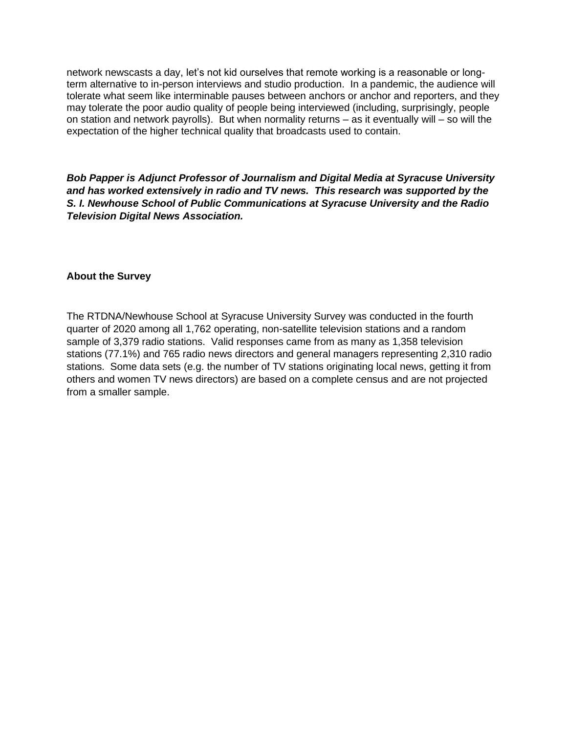network newscasts a day, let's not kid ourselves that remote working is a reasonable or long-term alternative to in-person interviews and studio production. In a pandemic, the audience will tolerate what seem like interminable pauses between anchors or anchor and reporters, and they may tolerate the poor audio quality of people being interviewed (including, surprisingly, people on station and network payrolls). But when normality returns – as it eventually will – so will the expectation of the higher technical quality that broadcasts used to contain.

***Bob Papper is Adjunct Professor of Journalism and Digital Media at Syracuse University and has worked extensively in radio and TV news. This research was supported by the S. I. Newhouse School of Public Communications at Syracuse University and the Radio Television Digital News Association.***

**About the Survey**

The RTDNA/Newhouse School at Syracuse University Survey was conducted in the fourth quarter of 2020 among all 1,762 operating, non-satellite television stations and a random sample of 3,379 radio stations. Valid responses came from as many as 1,358 television stations (77.1%) and 765 radio news directors and general managers representing 2,310 radio stations. Some data sets (e.g. the number of TV stations originating local news, getting it from others and women TV news directors) are based on a complete census and are not projected from a smaller sample.